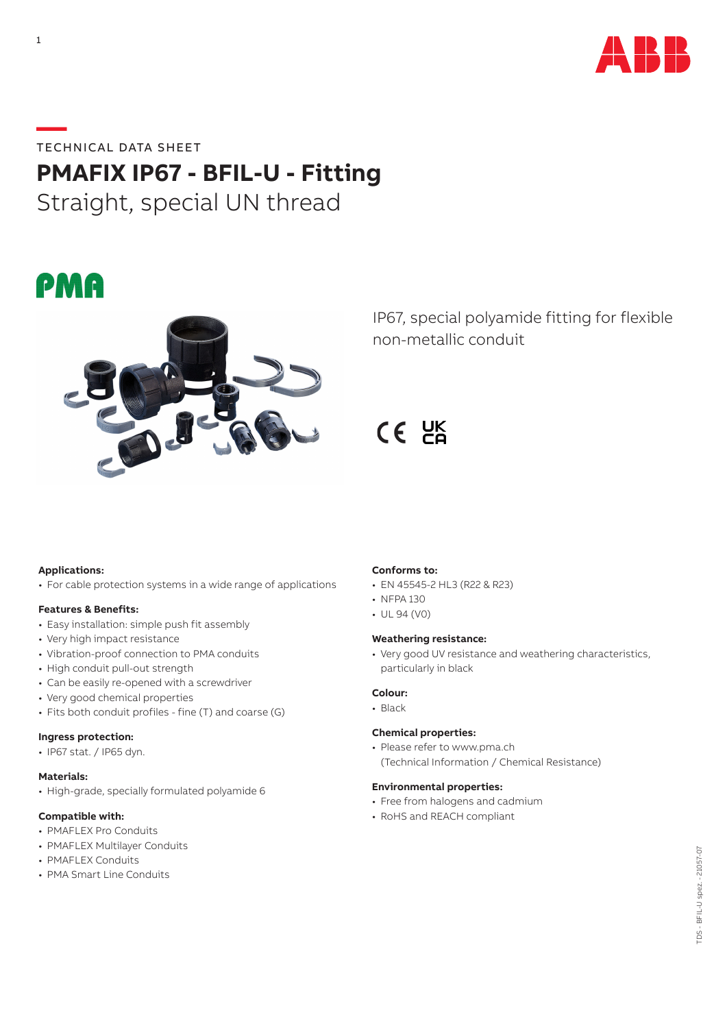TECHNICAL DATA SHEET

# PMAFIX IP67 - BFIL-U - Fitting

## Straight, special UN thread

IP67, special polyamide fitting for flexible non-metallic conduit

**Applications:**
- For cable protection systems in a wide range of applications

**Features & Benefits:**
- Easy installation: simple push fit assembly
- Very high impact resistance
- Vibration-proof connection to PMA conduits
- High conduit pull-out strength
- Can be easily re-opened with a screwdriver
- Very good chemical properties
- Fits both conduit profiles - fine (T) and coarse (G)

**Ingress protection:**
- IP67 stat. / IP65 dyn.

**Materials:**
- High-grade, specially formulated polyamide 6

**Compatible with:**
- PMAFLEX Pro Conduits
- PMAFLEX Multilayer Conduits
- PMAFLEX Conduits
- PMA Smart Line Conduits

**Conforms to:**
- EN 45545-2 HL3 (R22 & R23)
- NFPA 130
- UL 94 (V0)

**Weathering resistance:**
- Very good UV resistance and weathering characteristics, particularly in black

**Colour:**
- Black

**Chemical properties:**
- Please refer to www.pma.ch (Technical Information / Chemical Resistance)

**Environmental properties:**
- Free from halogens and cadmium
- RoHS and REACH compliant

TDS - BFIL-U spez. - 21057-07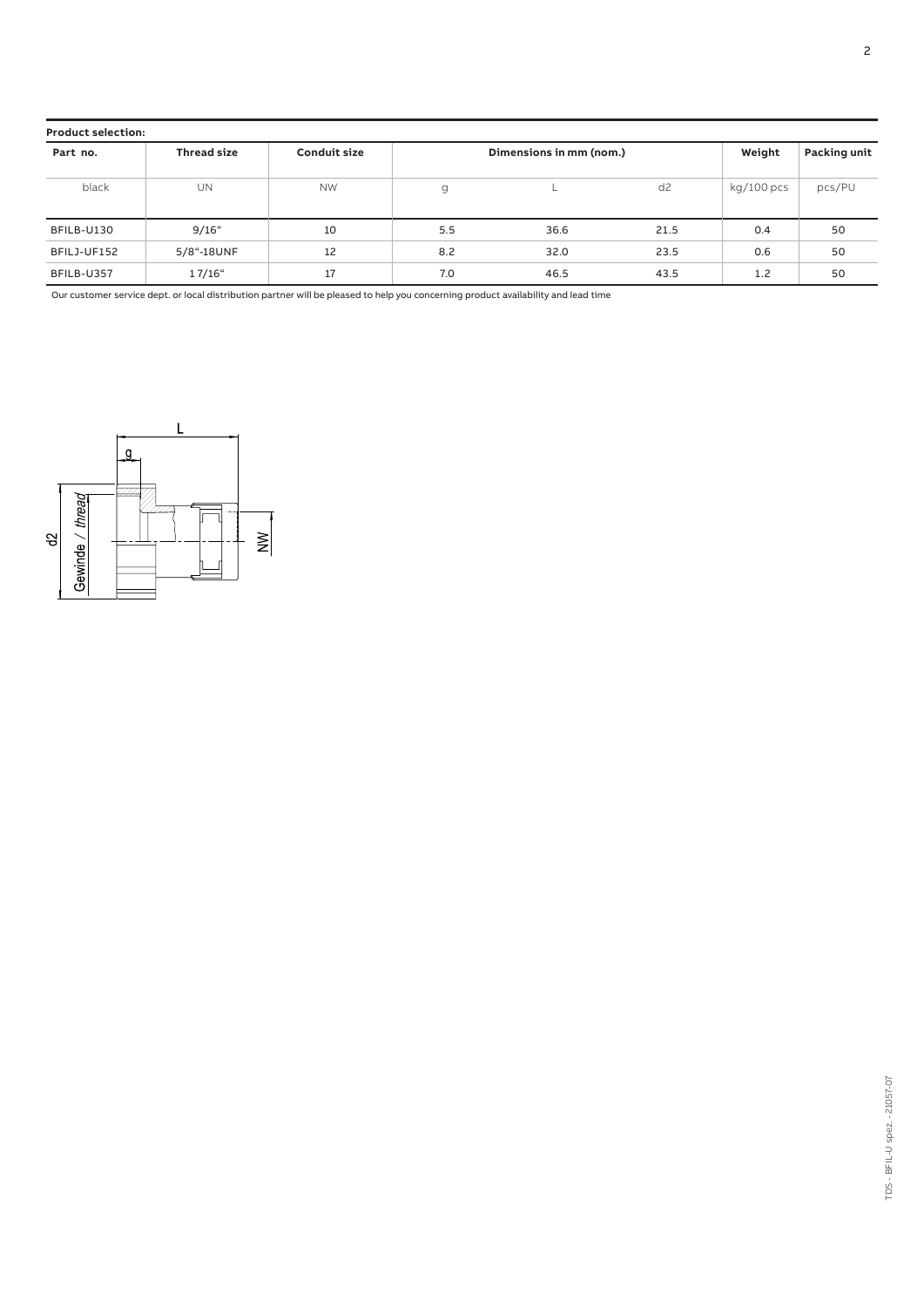**Product selection:**

| Part no. | Thread size | Conduit size | Dimensions in mm (nom.) | | | Weight | Packing unit |
|---|---|---|---|---|---|---|---|
| black | UN | NW | g | L | d2 | kg/100 pcs | pcs/PU |
| BFILB-U130 | 9/16" | 10 | 5.5 | 36.6 | 21.5 | 0.4 | 50 |
| BFILJ-UF152 | 5/8"-18UNF | 12 | 8.2 | 32.0 | 23.5 | 0.6 | 50 |
| BFILB-U357 | 1 7/16" | 17 | 7.0 | 46.5 | 43.5 | 1.2 | 50 |

Our customer service dept. or local distribution partner will be pleased to help you concerning product availability and lead time

L

g

d2

Gewinde / *thread*

NW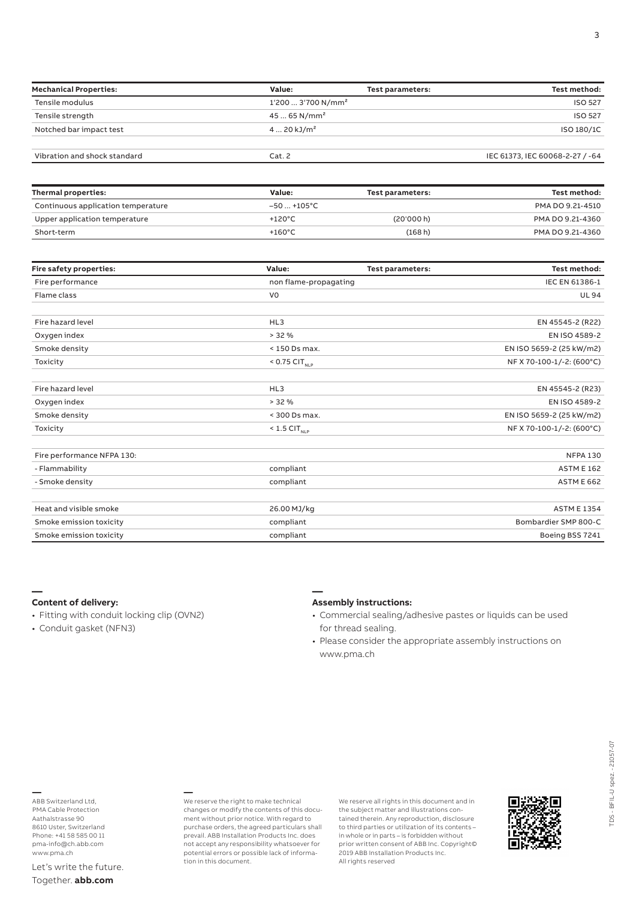| Mechanical Properties: | Value: | Test parameters: | Test method: |
| --- | --- | --- | --- |
| Tensile modulus | 1'200 ... 3'700 N/mm² | | ISO 527 |
| Tensile strength | 45 ... 65 N/mm² | | ISO 527 |
| Notched bar impact test | 4 ... 20 kJ/m² | | ISO 180/1C |
| | | | |
| Vibration and shock standard | Cat. 2 | | IEC 61373, IEC 60068-2-27 / -64 |

| Thermal properties: | Value: | Test parameters: | Test method: |
| --- | --- | --- | --- |
| Continuous application temperature | –50 ... +105°C | | PMA DO 9.21-4510 |
| Upper application temperature | +120°C | (20'000 h) | PMA DO 9.21-4360 |
| Short-term | +160°C | (168 h) | PMA DO 9.21-4360 |

| Fire safety properties: | Value: | Test parameters: | Test method: |
| --- | --- | --- | --- |
| Fire performance | non flame-propagating | | IEC EN 61386-1 |
| Flame class | V0 | | UL 94 |
| | | | |
| Fire hazard level | HL3 | | EN 45545-2 (R22) |
| Oxygen index | > 32 % | | EN ISO 4589-2 |
| Smoke density | < 150 Ds max. | | EN ISO 5659-2 (25 kW/m2) |
| Toxicity | < 0.75 $CIT_{NLP}$ | | NF X 70-100-1/-2: (600°C) |
| | | | |
| Fire hazard level | HL3 | | EN 45545-2 (R23) |
| Oxygen index | > 32 % | | EN ISO 4589-2 |
| Smoke density | < 300 Ds max. | | EN ISO 5659-2 (25 kW/m2) |
| Toxicity | < 1.5 $CIT_{NLP}$ | | NF X 70-100-1/-2: (600°C) |
| | | | |
| Fire performance NFPA 130: | | | NFPA 130 |
| - Flammability | compliant | | ASTM E 162 |
| - Smoke density | compliant | | ASTM E 662 |
| | | | |
| Heat and visible smoke | 26.00 MJ/kg | | ASTM E 1354 |
| Smoke emission toxicity | compliant | | Bombardier SMP 800-C |
| Smoke emission toxicity | compliant | | Boeing BSS 7241 |

**Content of delivery:**

- Fitting with conduit locking clip (OVN2)
- Conduit gasket (NFN3)

**Assembly instructions:**

- Commercial sealing/adhesive pastes or liquids can be used for thread sealing.
- Please consider the appropriate assembly instructions on www.pma.ch

ABB Switzerland Ltd,
PMA Cable Protection
Aathalstrasse 90
8610 Uster, Switzerland
Phone: +41 58 585 00 11
pma-info@ch.abb.com
www.pma.ch

Let's write the future.
Together. **abb.com**

We reserve the right to make technical changes or modify the contents of this document without prior notice. With regard to purchase orders, the agreed particulars shall prevail. ABB Installation Products Inc. does not accept any responsibility whatsoever for potential errors or possible lack of information in this document.

We reserve all rights in this document and in the subject matter and illustrations contained therein. Any reproduction, disclosure to third parties or utilization of its contents – in whole or in parts – is forbidden without prior written consent of ABB Inc. Copyright© 2019 ABB Installation Products Inc.
All rights reserved

TDS - BFIL-U spez. - 21057-07